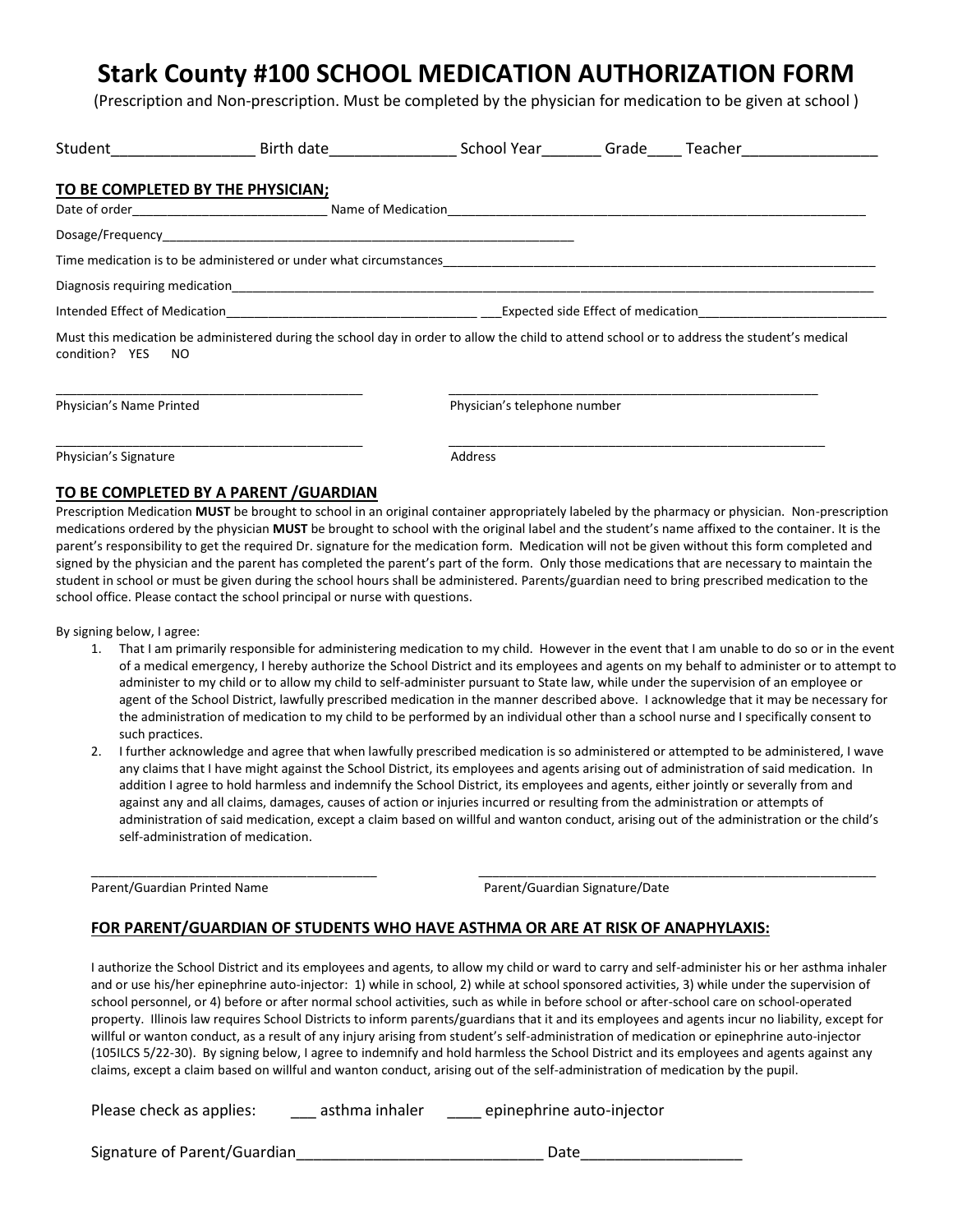# Stark County #100 SCHOOL MEDICATION AUTHORIZATION FORM

(Prescription and Non-prescription. Must be completed by the physician for medication to be given at school )

Student_________________ Birth date_______________ School Year_______ Grade____ Teacher________________

## TO BE COMPLETED BY THE PHYSICIAN;

Date of order____________________________ Name of Medication_______________________________________________________________

Dosage/Frequency_______________________________________________________________

Time medication is to be administered or under what circumstances_______________________________________________________________

Diagnosis requiring medication_______________________________________________________________________________________________

Intended Effect of Medication_____________________________________ ___Expected side Effect of medication___________________________

Must this medication be administered during the school day in order to allow the child to attend school or to address the student's medical condition? YES NO

_____________________________________________ _____________________________________________________

Physician's Name Printed Physician's telephone number

_____________________________________________ _______________________________________________________

Physician's Signature Address

## TO BE COMPLETED BY A PARENT /GUARDIAN

Prescription Medication **MUST** be brought to school in an original container appropriately labeled by the pharmacy or physician. Non-prescription medications ordered by the physician **MUST** be brought to school with the original label and the student's name affixed to the container. It is the parent's responsibility to get the required Dr. signature for the medication form. Medication will not be given without this form completed and signed by the physician and the parent has completed the parent's part of the form. Only those medications that are necessary to maintain the student in school or must be given during the school hours shall be administered. Parents/guardian need to bring prescribed medication to the school office. Please contact the school principal or nurse with questions.

By signing below, I agree:

1. That I am primarily responsible for administering medication to my child. However in the event that I am unable to do so or in the event of a medical emergency, I hereby authorize the School District and its employees and agents on my behalf to administer or to attempt to administer to my child or to allow my child to self-administer pursuant to State law, while under the supervision of an employee or agent of the School District, lawfully prescribed medication in the manner described above. I acknowledge that it may be necessary for the administration of medication to my child to be performed by an individual other than a school nurse and I specifically consent to such practices.
2. I further acknowledge and agree that when lawfully prescribed medication is so administered or attempted to be administered, I wave any claims that I have might against the School District, its employees and agents arising out of administration of said medication. In addition I agree to hold harmless and indemnify the School District, its employees and agents, either jointly or severally from and against any and all claims, damages, causes of action or injuries incurred or resulting from the administration or attempts of administration of said medication, except a claim based on willful and wanton conduct, arising out of the administration or the child's self-administration of medication.

_________________________________________ _________________________________________________________

Parent/Guardian Printed Name Parent/Guardian Signature/Date

## FOR PARENT/GUARDIAN OF STUDENTS WHO HAVE ASTHMA OR ARE AT RISK OF ANAPHYLAXIS:

I authorize the School District and its employees and agents, to allow my child or ward to carry and self-administer his or her asthma inhaler and or use his/her epinephrine auto-injector: 1) while in school, 2) while at school sponsored activities, 3) while under the supervision of school personnel, or 4) before or after normal school activities, such as while in before school or after-school care on school-operated property. Illinois law requires School Districts to inform parents/guardians that it and its employees and agents incur no liability, except for willful or wanton conduct, as a result of any injury arising from student's self-administration of medication or epinephrine auto-injector (105ILCS 5/22-30). By signing below, I agree to indemnify and hold harmless the School District and its employees and agents against any claims, except a claim based on willful and wanton conduct, arising out of the self-administration of medication by the pupil.

Please check as applies: ___ asthma inhaler ____ epinephrine auto-injector

Signature of Parent/Guardian_____________________________ Date__________________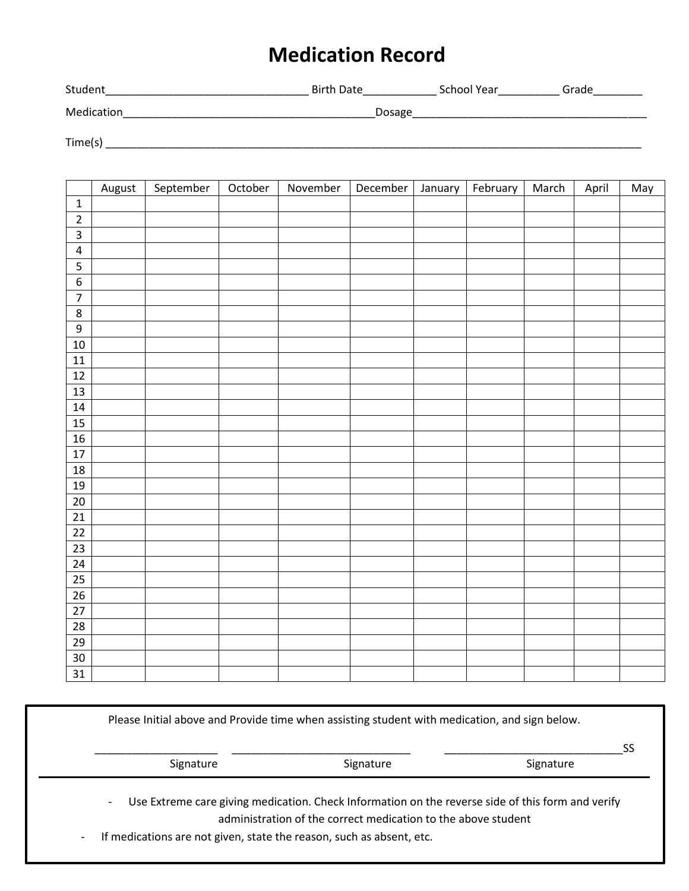# Medication Record

Student__________________________________ Birth Date____________ School Year__________ Grade________

Medication__________________________________________Dosage_______________________________________

Time(s) ______________________________________________________________________________________________

| | August | September | October | November | December | January | February | March | April | May |
|---|---|---|---|---|---|---|---|---|---|---|
| 1 | | | | | | | | | | |
| 2 | | | | | | | | | | |
| 3 | | | | | | | | | | |
| 4 | | | | | | | | | | |
| 5 | | | | | | | | | | |
| 6 | | | | | | | | | | |
| 7 | | | | | | | | | | |
| 8 | | | | | | | | | | |
| 9 | | | | | | | | | | |
| 10 | | | | | | | | | | |
| 11 | | | | | | | | | | |
| 12 | | | | | | | | | | |
| 13 | | | | | | | | | | |
| 14 | | | | | | | | | | |
| 15 | | | | | | | | | | |
| 16 | | | | | | | | | | |
| 17 | | | | | | | | | | |
| 18 | | | | | | | | | | |
| 19 | | | | | | | | | | |
| 20 | | | | | | | | | | |
| 21 | | | | | | | | | | |
| 22 | | | | | | | | | | |
| 23 | | | | | | | | | | |
| 24 | | | | | | | | | | |
| 25 | | | | | | | | | | |
| 26 | | | | | | | | | | |
| 27 | | | | | | | | | | |
| 28 | | | | | | | | | | |
| 29 | | | | | | | | | | |
| 30 | | | | | | | | | | |
| 31 | | | | | | | | | | |

Please Initial above and Provide time when assisting student with medication, and sign below.

_____________________ Signature &nbsp;&nbsp; ______________________________ Signature &nbsp;&nbsp; ______________________________SS Signature

- Use Extreme care giving medication. Check Information on the reverse side of this form and verify administration of the correct medication to the above student
- If medications are not given, state the reason, such as absent, etc.